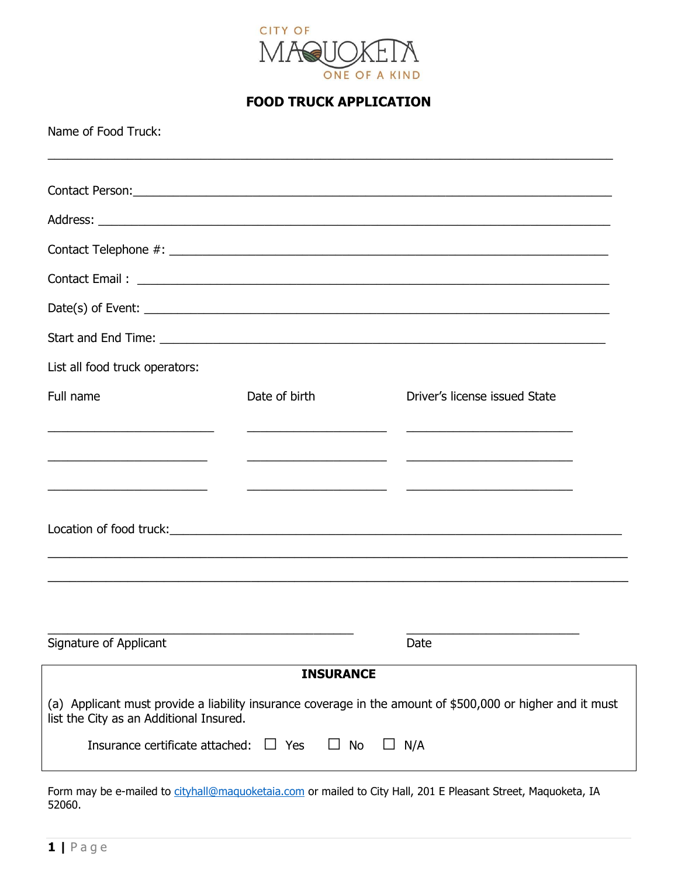CITY OF MAQUOKETA

ONE OF A KIND

# FOOD TRUCK APPLICATION

Name of Food Truck:

______________________________________________________________________________

Contact Person: ________________________________________________________________

Address: ______________________________________________________________________

Contact Telephone #: ____________________________________________________________

Contact Email : _________________________________________________________________

Date(s) of Event: ________________________________________________________________

Start and End Time: ______________________________________________________________

List all food truck operators:

| Full name | Date of birth | Driver's license issued State |
|---|---|---|
| ______________________ | ___________________ | ______________________ |
| ______________________ | ___________________ | ______________________ |
| ______________________ | ___________________ | ______________________ |

Location of food truck: ___________________________________________________________

______________________________________________________________________________

______________________________________________________________________________

__________________________________________ ________________________

Signature of Applicant Date

## INSURANCE

(a) Applicant must provide a liability insurance coverage in the amount of $500,000 or higher and it must list the City as an Additional Insured.

Insurance certificate attached: ☐ Yes ☐ No ☐ N/A

Form may be e-mailed to cityhall@maquoketaia.com or mailed to City Hall, 201 E Pleasant Street, Maquoketa, IA 52060.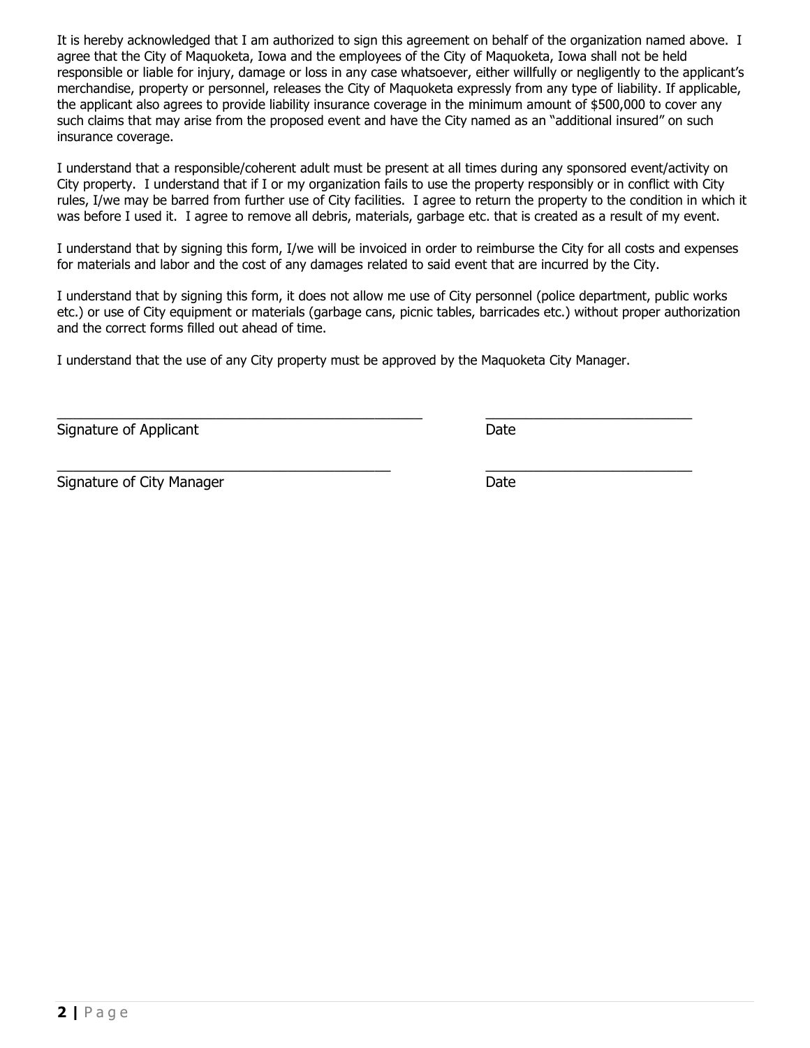It is hereby acknowledged that I am authorized to sign this agreement on behalf of the organization named above. I agree that the City of Maquoketa, Iowa and the employees of the City of Maquoketa, Iowa shall not be held responsible or liable for injury, damage or loss in any case whatsoever, either willfully or negligently to the applicant's merchandise, property or personnel, releases the City of Maquoketa expressly from any type of liability. If applicable, the applicant also agrees to provide liability insurance coverage in the minimum amount of $500,000 to cover any such claims that may arise from the proposed event and have the City named as an "additional insured" on such insurance coverage.

I understand that a responsible/coherent adult must be present at all times during any sponsored event/activity on City property. I understand that if I or my organization fails to use the property responsibly or in conflict with City rules, I/we may be barred from further use of City facilities. I agree to return the property to the condition in which it was before I used it. I agree to remove all debris, materials, garbage etc. that is created as a result of my event.

I understand that by signing this form, I/we will be invoiced in order to reimburse the City for all costs and expenses for materials and labor and the cost of any damages related to said event that are incurred by the City.

I understand that by signing this form, it does not allow me use of City personnel (police department, public works etc.) or use of City equipment or materials (garbage cans, picnic tables, barricades etc.) without proper authorization and the correct forms filled out ahead of time.

I understand that the use of any City property must be approved by the Maquoketa City Manager.

\_\_\_\_\_\_\_\_\_\_\_\_\_\_\_\_\_\_\_\_\_\_\_\_\_\_\_\_\_\_\_\_\_\_\_\_\_\_\_\_\_\_\_\_\_\_ \_\_\_\_\_\_\_\_\_\_\_\_\_\_\_\_\_\_\_\_\_\_\_\_\_\_\_

Signature of Applicant Date

\_\_\_\_\_\_\_\_\_\_\_\_\_\_\_\_\_\_\_\_\_\_\_\_\_\_\_\_\_\_\_\_\_\_\_\_\_\_\_\_\_\_\_\_ \_\_\_\_\_\_\_\_\_\_\_\_\_\_\_\_\_\_\_\_\_\_\_\_\_\_\_

Signature of City Manager Date